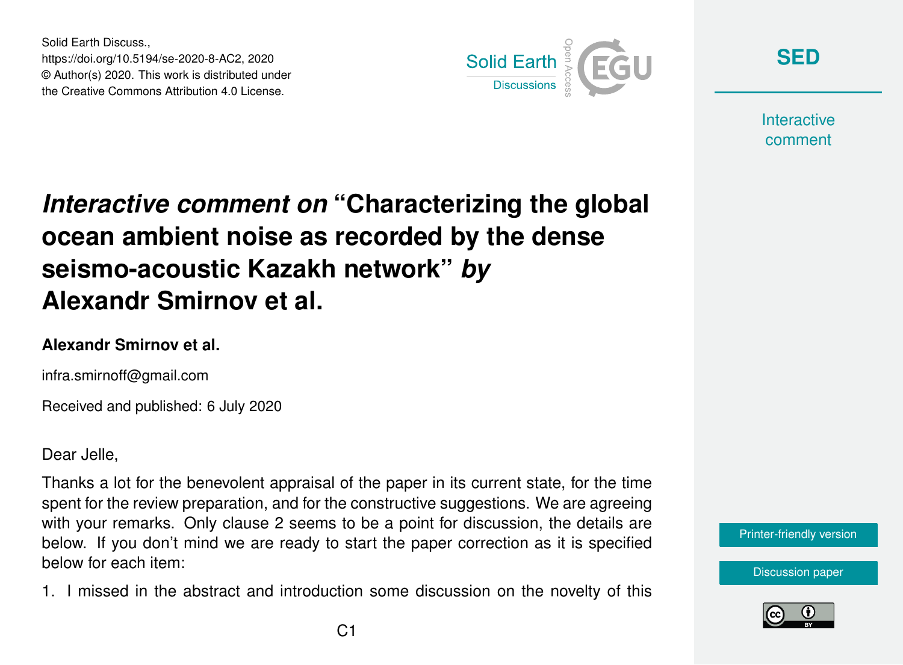Solid Earth Discuss.,
https://doi.org/10.5194/se-2020-8-AC2, 2020
© Author(s) 2020. This work is distributed under the Creative Commons Attribution 4.0 License.

# *Interactive comment on* "Characterizing the global ocean ambient noise as recorded by the dense seismo-acoustic Kazakh network" *by* Alexandr Smirnov et al.

**Alexandr Smirnov et al.**

infra.smirnoff@gmail.com

Received and published: 6 July 2020

Dear Jelle,

Thanks a lot for the benevolent appraisal of the paper in its current state, for the time spent for the review preparation, and for the constructive suggestions. We are agreeing with your remarks. Only clause 2 seems to be a point for discussion, the details are below. If you don't mind we are ready to start the paper correction as it is specified below for each item:

1. I missed in the abstract and introduction some discussion on the novelty of this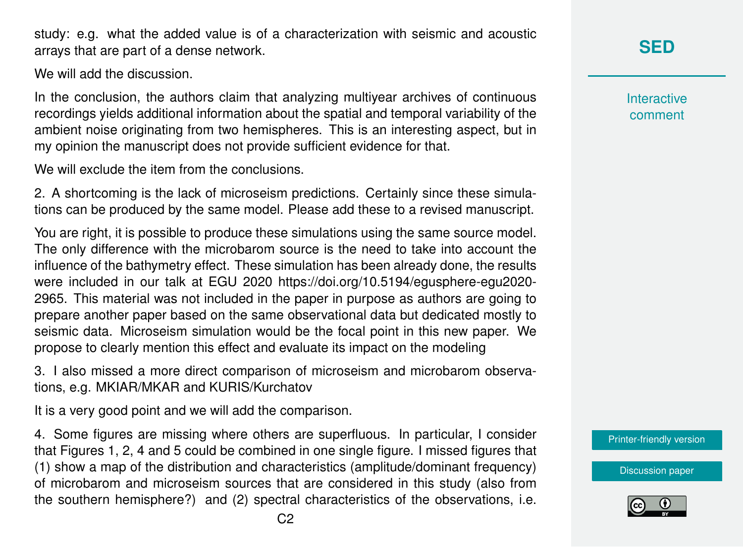study: e.g. what the added value is of a characterization with seismic and acoustic arrays that are part of a dense network.

We will add the discussion.

In the conclusion, the authors claim that analyzing multiyear archives of continuous recordings yields additional information about the spatial and temporal variability of the ambient noise originating from two hemispheres. This is an interesting aspect, but in my opinion the manuscript does not provide sufficient evidence for that.

We will exclude the item from the conclusions.

2. A shortcoming is the lack of microseism predictions. Certainly since these simulations can be produced by the same model. Please add these to a revised manuscript.

You are right, it is possible to produce these simulations using the same source model. The only difference with the microbarom source is the need to take into account the influence of the bathymetry effect. These simulation has been already done, the results were included in our talk at EGU 2020 https://doi.org/10.5194/egusphere-egu2020-2965. This material was not included in the paper in purpose as authors are going to prepare another paper based on the same observational data but dedicated mostly to seismic data. Microseism simulation would be the focal point in this new paper. We propose to clearly mention this effect and evaluate its impact on the modeling

3. I also missed a more direct comparison of microseism and microbarom observations, e.g. MKIAR/MKAR and KURIS/Kurchatov

It is a very good point and we will add the comparison.

4. Some figures are missing where others are superfluous. In particular, I consider that Figures 1, 2, 4 and 5 could be combined in one single figure. I missed figures that (1) show a map of the distribution and characteristics (amplitude/dominant frequency) of microbarom and microseism sources that are considered in this study (also from the southern hemisphere?) and (2) spectral characteristics of the observations, i.e.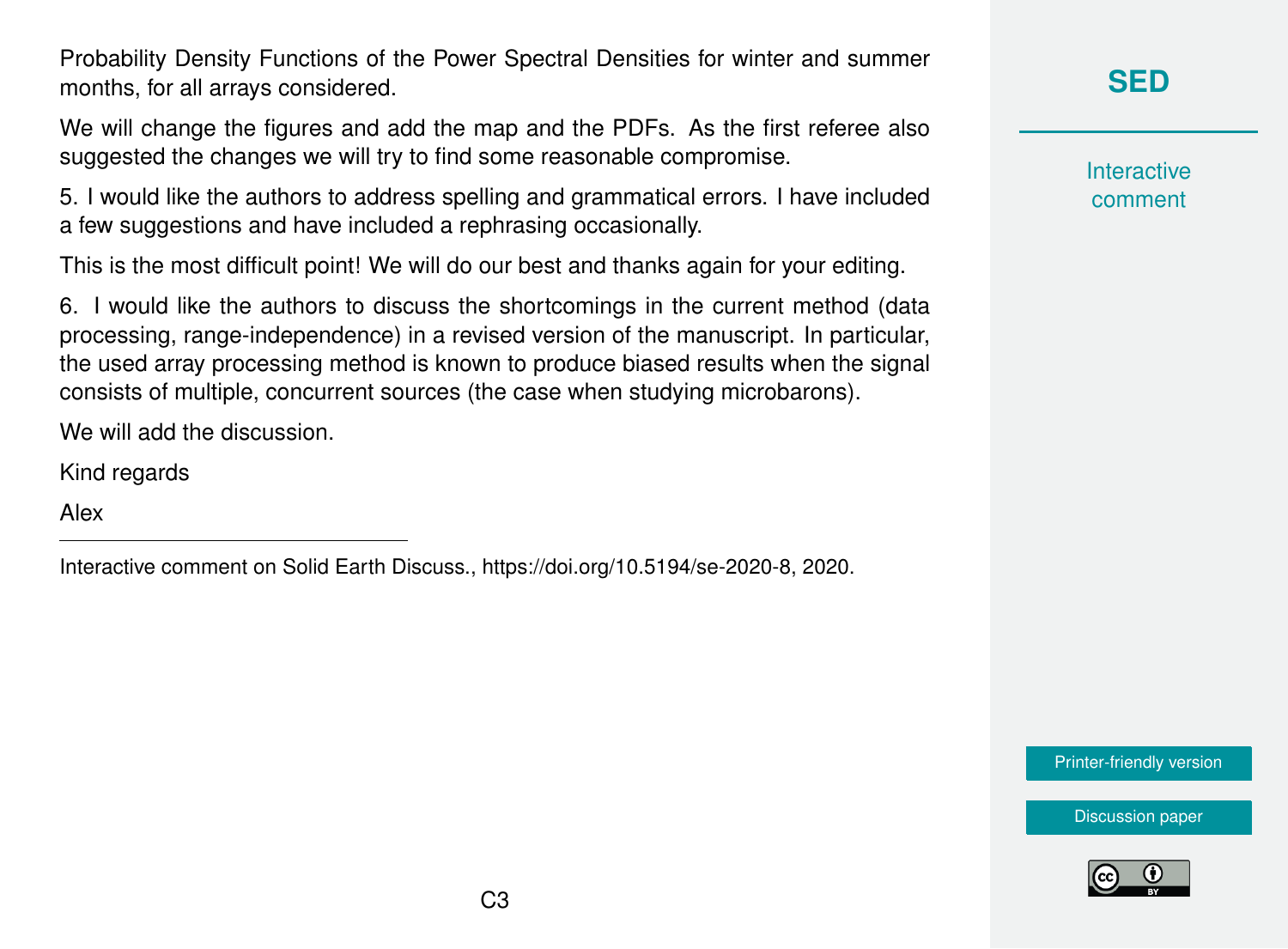Probability Density Functions of the Power Spectral Densities for winter and summer months, for all arrays considered.

We will change the figures and add the map and the PDFs. As the first referee also suggested the changes we will try to find some reasonable compromise.

5. I would like the authors to address spelling and grammatical errors. I have included a few suggestions and have included a rephrasing occasionally.

This is the most difficult point! We will do our best and thanks again for your editing.

6. I would like the authors to discuss the shortcomings in the current method (data processing, range-independence) in a revised version of the manuscript. In particular, the used array processing method is known to produce biased results when the signal consists of multiple, concurrent sources (the case when studying microbarons).

We will add the discussion.

Kind regards

Alex

---

Interactive comment on Solid Earth Discuss., https://doi.org/10.5194/se-2020-8, 2020.